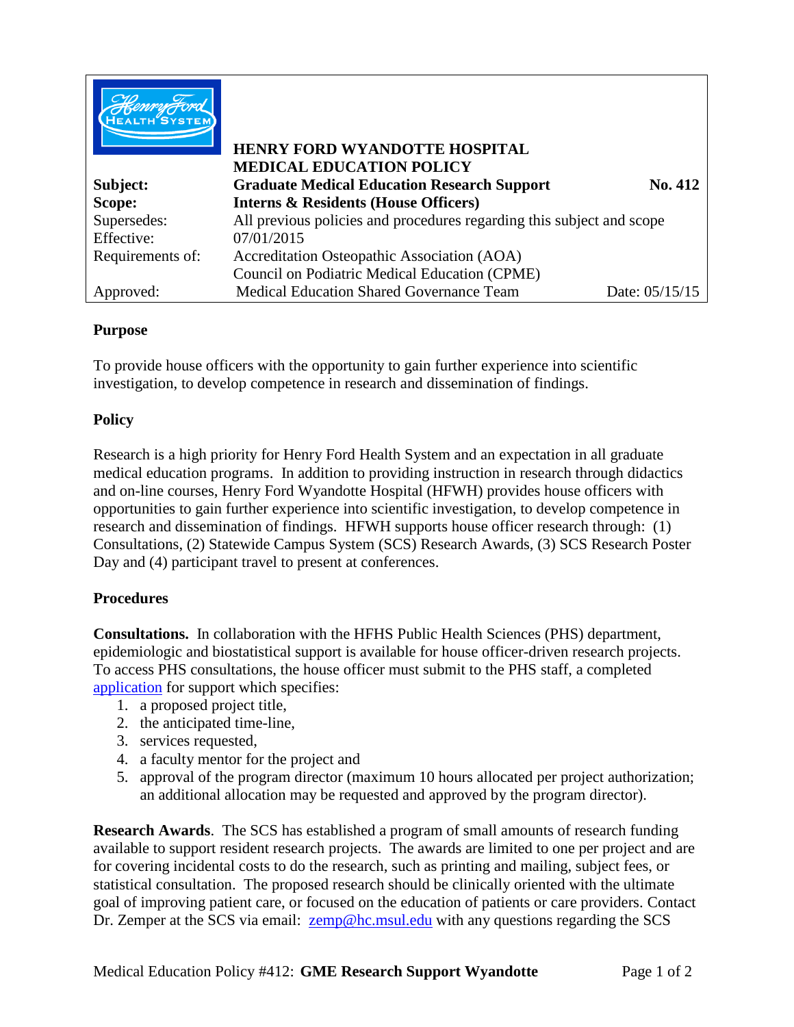**HENRY FORD WYANDOTTE HOSPITAL**
**MEDICAL EDUCATION POLICY**

| | | |
|---|---|---|
| **Subject:** | **Graduate Medical Education Research Support** | **No. 412** |
| **Scope:** | **Interns & Residents (House Officers)** | |
| Supersedes: | All previous policies and procedures regarding this subject and scope | |
| Effective: | 07/01/2015 | |
| Requirements of: | Accreditation Osteopathic Association (AOA)<br>Council on Podiatric Medical Education (CPME) | |
| Approved: | Medical Education Shared Governance Team | Date: 05/15/15 |

## Purpose

To provide house officers with the opportunity to gain further experience into scientific investigation, to develop competence in research and dissemination of findings.

## Policy

Research is a high priority for Henry Ford Health System and an expectation in all graduate medical education programs. In addition to providing instruction in research through didactics and on-line courses, Henry Ford Wyandotte Hospital (HFWH) provides house officers with opportunities to gain further experience into scientific investigation, to develop competence in research and dissemination of findings. HFWH supports house officer research through: (1) Consultations, (2) Statewide Campus System (SCS) Research Awards, (3) SCS Research Poster Day and (4) participant travel to present at conferences.

## Procedures

**Consultations.** In collaboration with the HFHS Public Health Sciences (PHS) department, epidemiologic and biostatistical support is available for house officer-driven research projects. To access PHS consultations, the house officer must submit to the PHS staff, a completed application for support which specifies:

1. a proposed project title,
2. the anticipated time-line,
3. services requested,
4. a faculty mentor for the project and
5. approval of the program director (maximum 10 hours allocated per project authorization; an additional allocation may be requested and approved by the program director).

**Research Awards**. The SCS has established a program of small amounts of research funding available to support resident research projects. The awards are limited to one per project and are for covering incidental costs to do the research, such as printing and mailing, subject fees, or statistical consultation. The proposed research should be clinically oriented with the ultimate goal of improving patient care, or focused on the education of patients or care providers. Contact Dr. Zemper at the SCS via email: zemp@hc.msul.edu with any questions regarding the SCS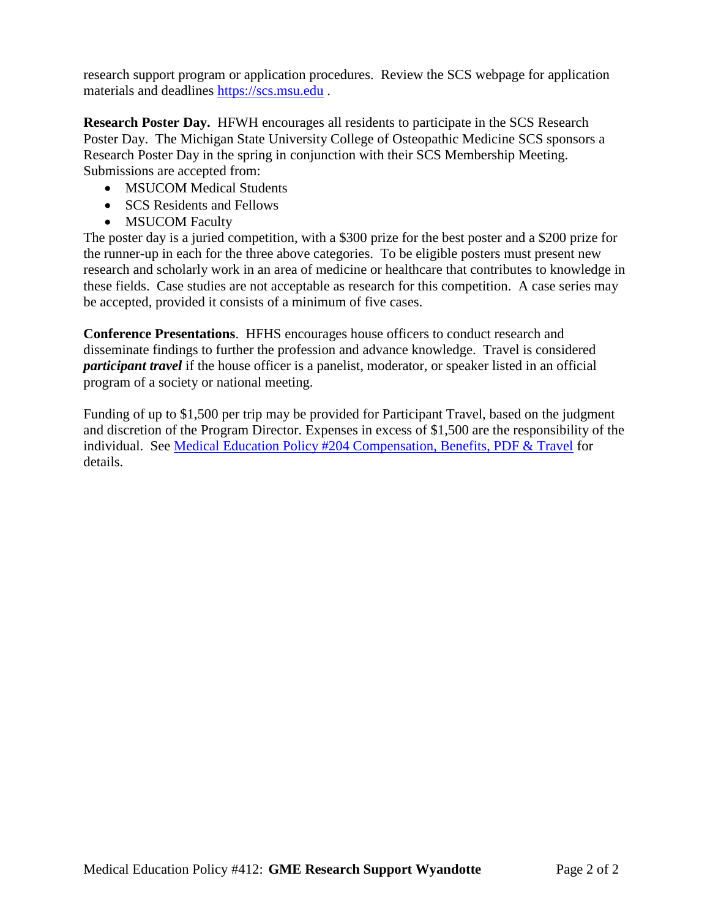research support program or application procedures. Review the SCS webpage for application materials and deadlines [https://scs.msu.edu](https://scs.msu.edu) .

**Research Poster Day.** HFWH encourages all residents to participate in the SCS Research Poster Day. The Michigan State University College of Osteopathic Medicine SCS sponsors a Research Poster Day in the spring in conjunction with their SCS Membership Meeting. Submissions are accepted from:

- MSUCOM Medical Students
- SCS Residents and Fellows
- MSUCOM Faculty

The poster day is a juried competition, with a $300 prize for the best poster and a $200 prize for the runner-up in each for the three above categories. To be eligible posters must present new research and scholarly work in an area of medicine or healthcare that contributes to knowledge in these fields. Case studies are not acceptable as research for this competition. A case series may be accepted, provided it consists of a minimum of five cases.

**Conference Presentations**. HFHS encourages house officers to conduct research and disseminate findings to further the profession and advance knowledge. Travel is considered ***participant travel*** if the house officer is a panelist, moderator, or speaker listed in an official program of a society or national meeting.

Funding of up to $1,500 per trip may be provided for Participant Travel, based on the judgment and discretion of the Program Director. Expenses in excess of $1,500 are the responsibility of the individual. See Medical Education Policy #204 Compensation, Benefits, PDF & Travel for details.